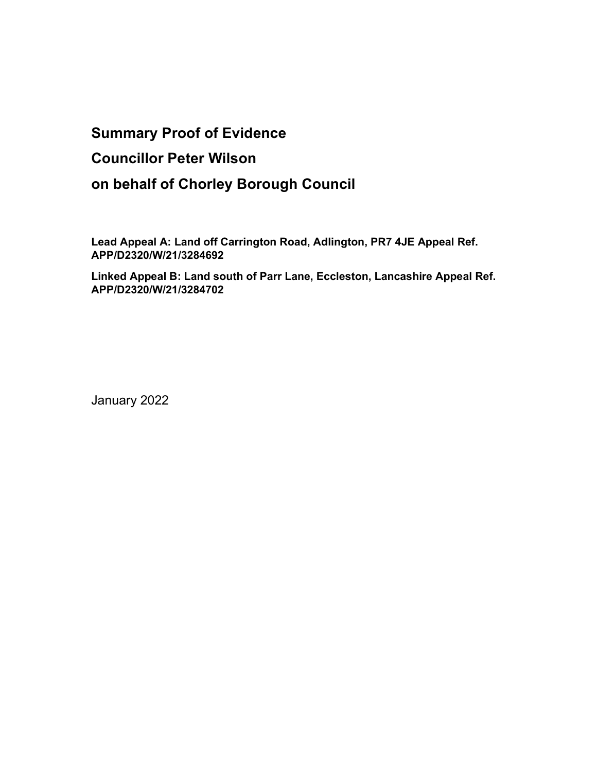# Summary Proof of Evidence

# Councillor Peter Wilson

# on behalf of Chorley Borough Council

**Lead Appeal A: Land off Carrington Road, Adlington, PR7 4JE Appeal Ref. APP/D2320/W/21/3284692**

**Linked Appeal B: Land south of Parr Lane, Eccleston, Lancashire Appeal Ref. APP/D2320/W/21/3284702**

January 2022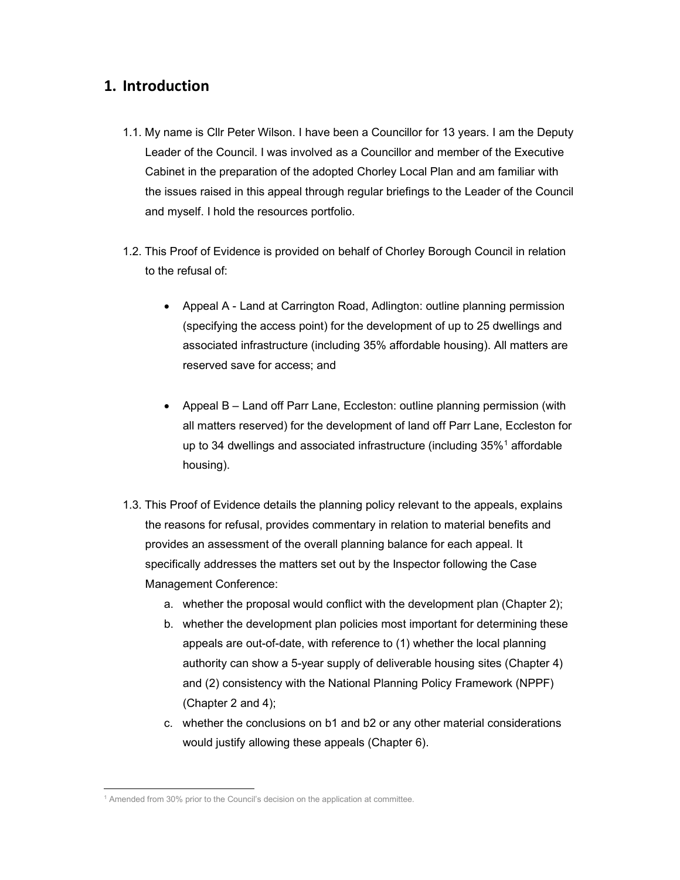## 1. Introduction

1.1. My name is Cllr Peter Wilson. I have been a Councillor for 13 years. I am the Deputy Leader of the Council. I was involved as a Councillor and member of the Executive Cabinet in the preparation of the adopted Chorley Local Plan and am familiar with the issues raised in this appeal through regular briefings to the Leader of the Council and myself. I hold the resources portfolio.

1.2. This Proof of Evidence is provided on behalf of Chorley Borough Council in relation to the refusal of:

- Appeal A - Land at Carrington Road, Adlington: outline planning permission (specifying the access point) for the development of up to 25 dwellings and associated infrastructure (including 35% affordable housing). All matters are reserved save for access; and
- Appeal B – Land off Parr Lane, Eccleston: outline planning permission (with all matters reserved) for the development of land off Parr Lane, Eccleston for up to 34 dwellings and associated infrastructure (including 35%[1] affordable housing).

1.3. This Proof of Evidence details the planning policy relevant to the appeals, explains the reasons for refusal, provides commentary in relation to material benefits and provides an assessment of the overall planning balance for each appeal. It specifically addresses the matters set out by the Inspector following the Case Management Conference:

a. whether the proposal would conflict with the development plan (Chapter 2);
b. whether the development plan policies most important for determining these appeals are out-of-date, with reference to (1) whether the local planning authority can show a 5-year supply of deliverable housing sites (Chapter 4) and (2) consistency with the National Planning Policy Framework (NPPF) (Chapter 2 and 4);
c. whether the conclusions on b1 and b2 or any other material considerations would justify allowing these appeals (Chapter 6).

[1] Amended from 30% prior to the Council's decision on the application at committee.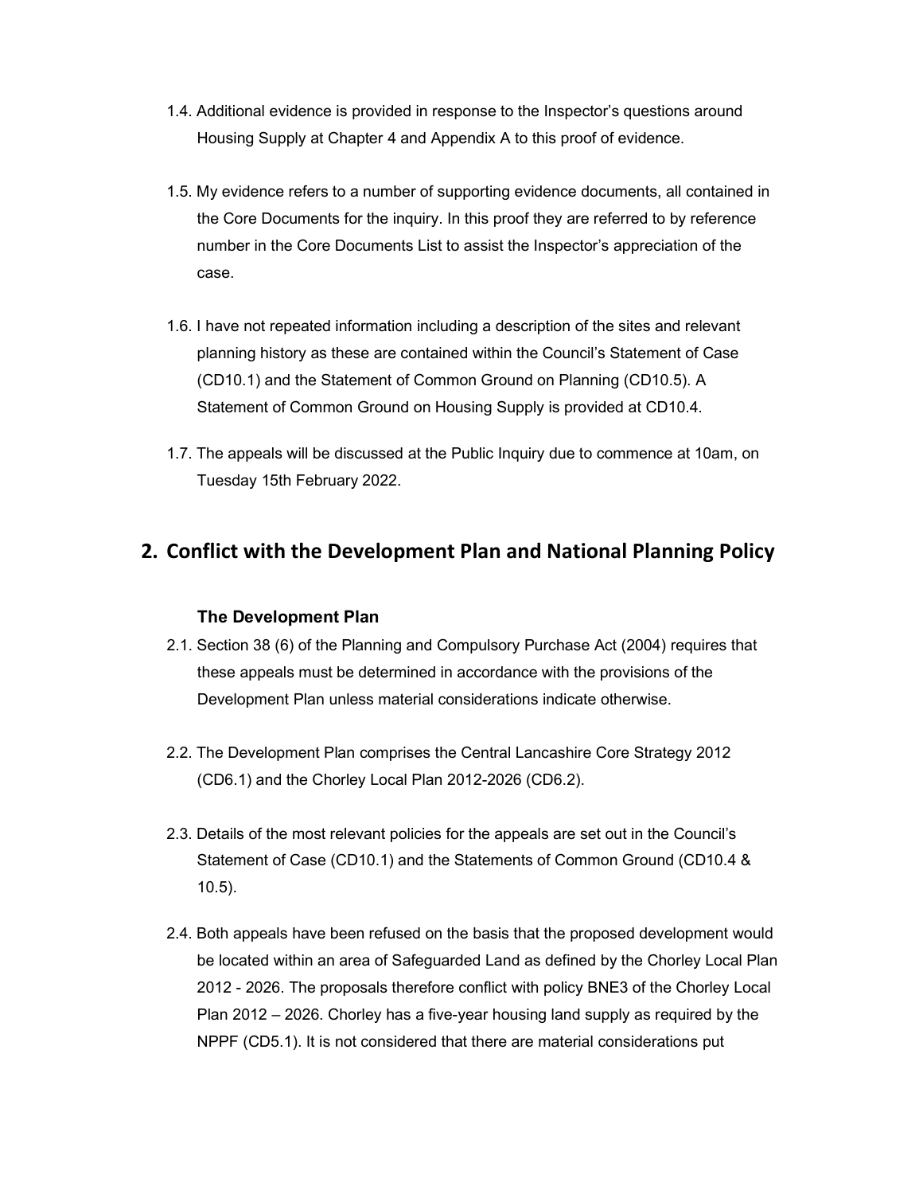1.4. Additional evidence is provided in response to the Inspector's questions around Housing Supply at Chapter 4 and Appendix A to this proof of evidence.

1.5. My evidence refers to a number of supporting evidence documents, all contained in the Core Documents for the inquiry. In this proof they are referred to by reference number in the Core Documents List to assist the Inspector's appreciation of the case.

1.6. I have not repeated information including a description of the sites and relevant planning history as these are contained within the Council's Statement of Case (CD10.1) and the Statement of Common Ground on Planning (CD10.5). A Statement of Common Ground on Housing Supply is provided at CD10.4.

1.7. The appeals will be discussed at the Public Inquiry due to commence at 10am, on Tuesday 15th February 2022.

## 2. Conflict with the Development Plan and National Planning Policy

### The Development Plan

2.1. Section 38 (6) of the Planning and Compulsory Purchase Act (2004) requires that these appeals must be determined in accordance with the provisions of the Development Plan unless material considerations indicate otherwise.

2.2. The Development Plan comprises the Central Lancashire Core Strategy 2012 (CD6.1) and the Chorley Local Plan 2012-2026 (CD6.2).

2.3. Details of the most relevant policies for the appeals are set out in the Council's Statement of Case (CD10.1) and the Statements of Common Ground (CD10.4 & 10.5).

2.4. Both appeals have been refused on the basis that the proposed development would be located within an area of Safeguarded Land as defined by the Chorley Local Plan 2012 - 2026. The proposals therefore conflict with policy BNE3 of the Chorley Local Plan 2012 – 2026. Chorley has a five-year housing land supply as required by the NPPF (CD5.1). It is not considered that there are material considerations put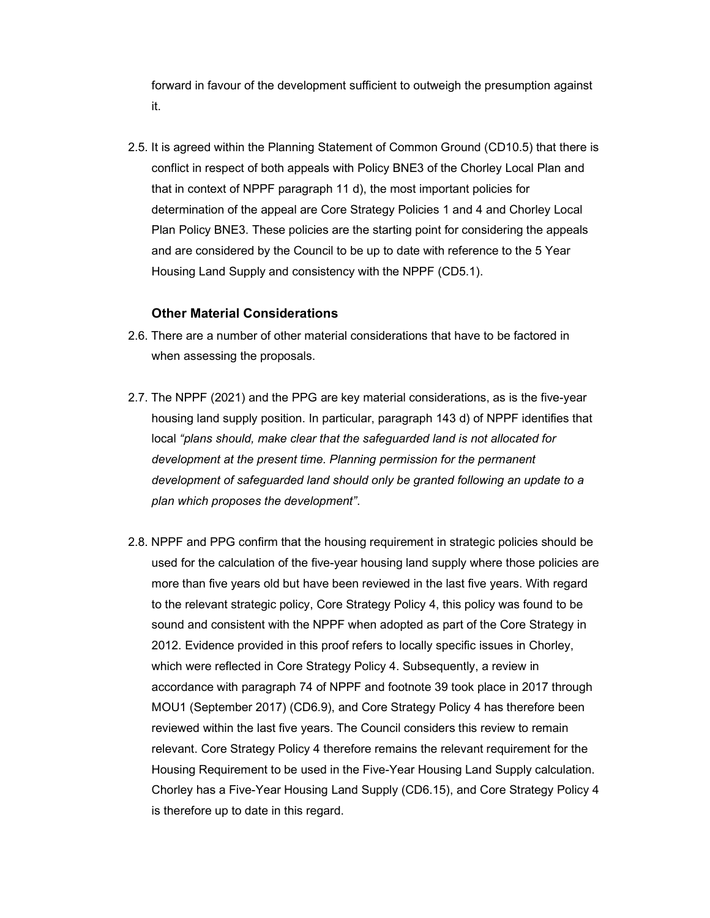forward in favour of the development sufficient to outweigh the presumption against it.

2.5. It is agreed within the Planning Statement of Common Ground (CD10.5) that there is conflict in respect of both appeals with Policy BNE3 of the Chorley Local Plan and that in context of NPPF paragraph 11 d), the most important policies for determination of the appeal are Core Strategy Policies 1 and 4 and Chorley Local Plan Policy BNE3. These policies are the starting point for considering the appeals and are considered by the Council to be up to date with reference to the 5 Year Housing Land Supply and consistency with the NPPF (CD5.1).

### Other Material Considerations

2.6. There are a number of other material considerations that have to be factored in when assessing the proposals.

2.7. The NPPF (2021) and the PPG are key material considerations, as is the five-year housing land supply position. In particular, paragraph 143 d) of NPPF identifies that local *"plans should, make clear that the safeguarded land is not allocated for development at the present time. Planning permission for the permanent development of safeguarded land should only be granted following an update to a plan which proposes the development"*.

2.8. NPPF and PPG confirm that the housing requirement in strategic policies should be used for the calculation of the five-year housing land supply where those policies are more than five years old but have been reviewed in the last five years. With regard to the relevant strategic policy, Core Strategy Policy 4, this policy was found to be sound and consistent with the NPPF when adopted as part of the Core Strategy in 2012. Evidence provided in this proof refers to locally specific issues in Chorley, which were reflected in Core Strategy Policy 4. Subsequently, a review in accordance with paragraph 74 of NPPF and footnote 39 took place in 2017 through MOU1 (September 2017) (CD6.9), and Core Strategy Policy 4 has therefore been reviewed within the last five years. The Council considers this review to remain relevant. Core Strategy Policy 4 therefore remains the relevant requirement for the Housing Requirement to be used in the Five-Year Housing Land Supply calculation. Chorley has a Five-Year Housing Land Supply (CD6.15), and Core Strategy Policy 4 is therefore up to date in this regard.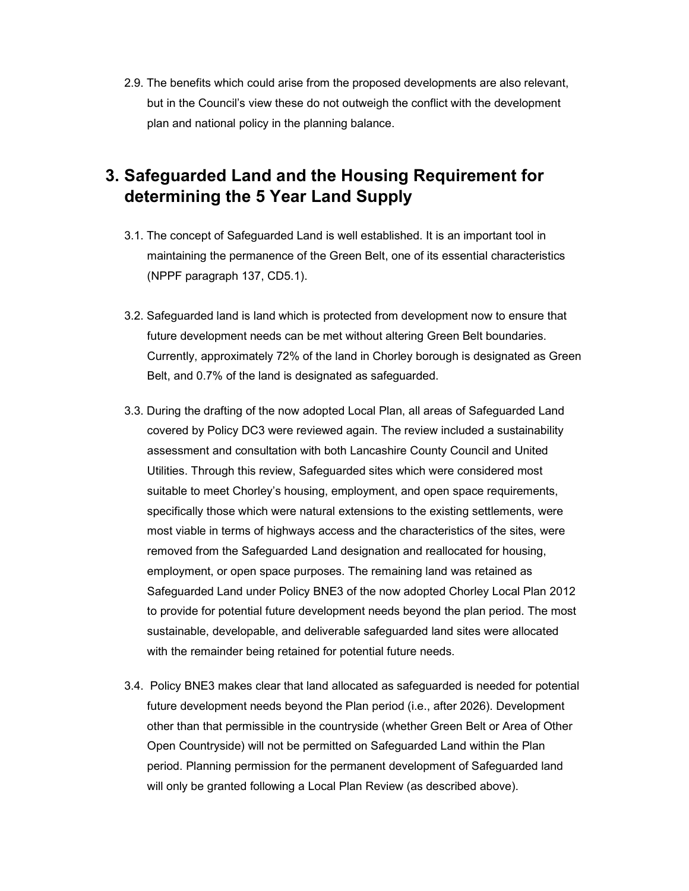2.9. The benefits which could arise from the proposed developments are also relevant, but in the Council's view these do not outweigh the conflict with the development plan and national policy in the planning balance.

# 3. Safeguarded Land and the Housing Requirement for determining the 5 Year Land Supply

3.1. The concept of Safeguarded Land is well established. It is an important tool in maintaining the permanence of the Green Belt, one of its essential characteristics (NPPF paragraph 137, CD5.1).

3.2. Safeguarded land is land which is protected from development now to ensure that future development needs can be met without altering Green Belt boundaries. Currently, approximately 72% of the land in Chorley borough is designated as Green Belt, and 0.7% of the land is designated as safeguarded.

3.3. During the drafting of the now adopted Local Plan, all areas of Safeguarded Land covered by Policy DC3 were reviewed again. The review included a sustainability assessment and consultation with both Lancashire County Council and United Utilities. Through this review, Safeguarded sites which were considered most suitable to meet Chorley's housing, employment, and open space requirements, specifically those which were natural extensions to the existing settlements, were most viable in terms of highways access and the characteristics of the sites, were removed from the Safeguarded Land designation and reallocated for housing, employment, or open space purposes. The remaining land was retained as Safeguarded Land under Policy BNE3 of the now adopted Chorley Local Plan 2012 to provide for potential future development needs beyond the plan period. The most sustainable, developable, and deliverable safeguarded land sites were allocated with the remainder being retained for potential future needs.

3.4. Policy BNE3 makes clear that land allocated as safeguarded is needed for potential future development needs beyond the Plan period (i.e., after 2026). Development other than that permissible in the countryside (whether Green Belt or Area of Other Open Countryside) will not be permitted on Safeguarded Land within the Plan period. Planning permission for the permanent development of Safeguarded land will only be granted following a Local Plan Review (as described above).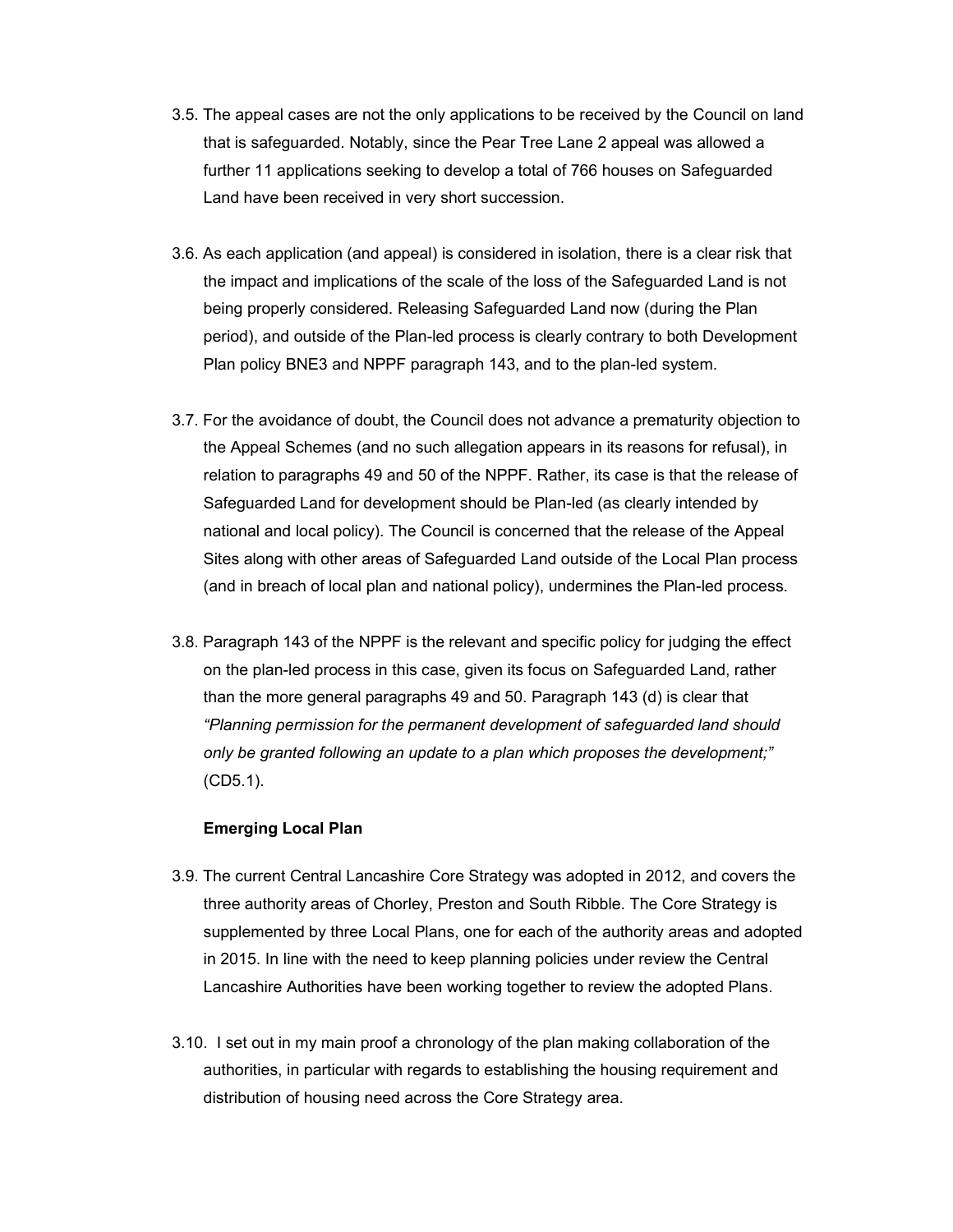3.5. The appeal cases are not the only applications to be received by the Council on land that is safeguarded. Notably, since the Pear Tree Lane 2 appeal was allowed a further 11 applications seeking to develop a total of 766 houses on Safeguarded Land have been received in very short succession.

3.6. As each application (and appeal) is considered in isolation, there is a clear risk that the impact and implications of the scale of the loss of the Safeguarded Land is not being properly considered. Releasing Safeguarded Land now (during the Plan period), and outside of the Plan-led process is clearly contrary to both Development Plan policy BNE3 and NPPF paragraph 143, and to the plan-led system.

3.7. For the avoidance of doubt, the Council does not advance a prematurity objection to the Appeal Schemes (and no such allegation appears in its reasons for refusal), in relation to paragraphs 49 and 50 of the NPPF. Rather, its case is that the release of Safeguarded Land for development should be Plan-led (as clearly intended by national and local policy). The Council is concerned that the release of the Appeal Sites along with other areas of Safeguarded Land outside of the Local Plan process (and in breach of local plan and national policy), undermines the Plan-led process.

3.8. Paragraph 143 of the NPPF is the relevant and specific policy for judging the effect on the plan-led process in this case, given its focus on Safeguarded Land, rather than the more general paragraphs 49 and 50. Paragraph 143 (d) is clear that *"Planning permission for the permanent development of safeguarded land should only be granted following an update to a plan which proposes the development;"* (CD5.1).

**Emerging Local Plan**

3.9. The current Central Lancashire Core Strategy was adopted in 2012, and covers the three authority areas of Chorley, Preston and South Ribble. The Core Strategy is supplemented by three Local Plans, one for each of the authority areas and adopted in 2015. In line with the need to keep planning policies under review the Central Lancashire Authorities have been working together to review the adopted Plans.

3.10. I set out in my main proof a chronology of the plan making collaboration of the authorities, in particular with regards to establishing the housing requirement and distribution of housing need across the Core Strategy area.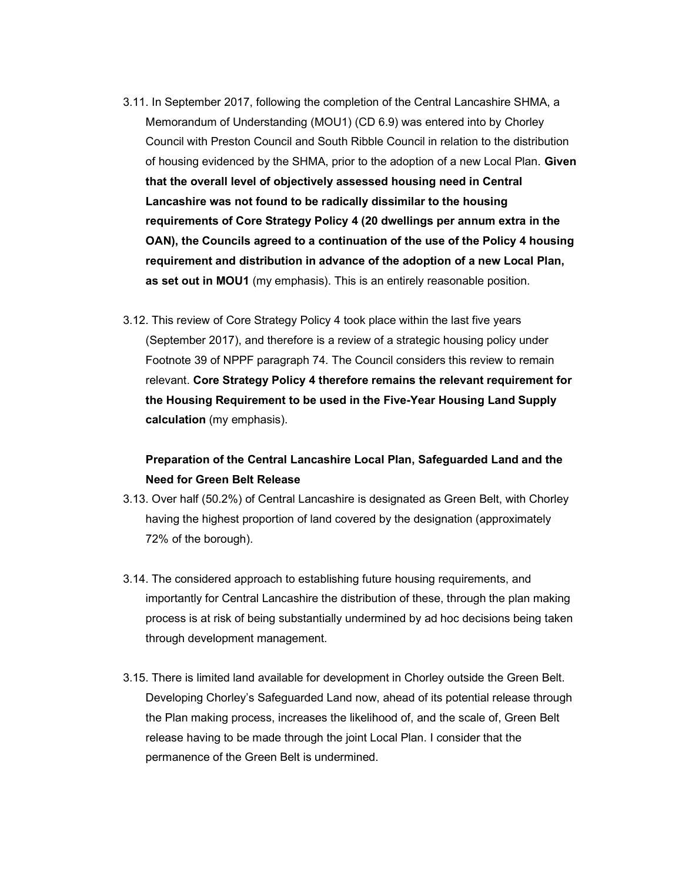3.11. In September 2017, following the completion of the Central Lancashire SHMA, a Memorandum of Understanding (MOU1) (CD 6.9) was entered into by Chorley Council with Preston Council and South Ribble Council in relation to the distribution of housing evidenced by the SHMA, prior to the adoption of a new Local Plan. **Given that the overall level of objectively assessed housing need in Central Lancashire was not found to be radically dissimilar to the housing requirements of Core Strategy Policy 4 (20 dwellings per annum extra in the OAN), the Councils agreed to a continuation of the use of the Policy 4 housing requirement and distribution in advance of the adoption of a new Local Plan, as set out in MOU1** (my emphasis). This is an entirely reasonable position.

3.12. This review of Core Strategy Policy 4 took place within the last five years (September 2017), and therefore is a review of a strategic housing policy under Footnote 39 of NPPF paragraph 74. The Council considers this review to remain relevant. **Core Strategy Policy 4 therefore remains the relevant requirement for the Housing Requirement to be used in the Five-Year Housing Land Supply calculation** (my emphasis).

**Preparation of the Central Lancashire Local Plan, Safeguarded Land and the Need for Green Belt Release**

3.13. Over half (50.2%) of Central Lancashire is designated as Green Belt, with Chorley having the highest proportion of land covered by the designation (approximately 72% of the borough).

3.14. The considered approach to establishing future housing requirements, and importantly for Central Lancashire the distribution of these, through the plan making process is at risk of being substantially undermined by ad hoc decisions being taken through development management.

3.15. There is limited land available for development in Chorley outside the Green Belt. Developing Chorley's Safeguarded Land now, ahead of its potential release through the Plan making process, increases the likelihood of, and the scale of, Green Belt release having to be made through the joint Local Plan. I consider that the permanence of the Green Belt is undermined.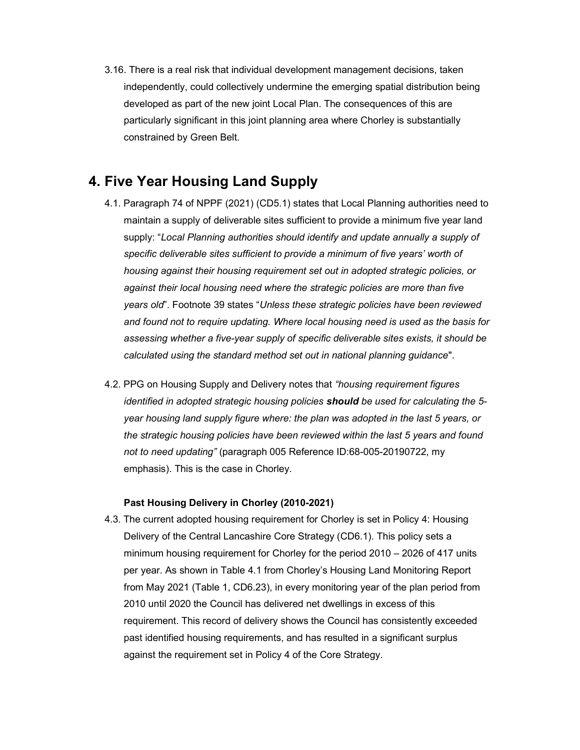3.16. There is a real risk that individual development management decisions, taken independently, could collectively undermine the emerging spatial distribution being developed as part of the new joint Local Plan. The consequences of this are particularly significant in this joint planning area where Chorley is substantially constrained by Green Belt.

# 4. Five Year Housing Land Supply

4.1. Paragraph 74 of NPPF (2021) (CD5.1) states that Local Planning authorities need to maintain a supply of deliverable sites sufficient to provide a minimum five year land supply: "*Local Planning authorities should identify and update annually a supply of specific deliverable sites sufficient to provide a minimum of five years' worth of housing against their housing requirement set out in adopted strategic policies, or against their local housing need where the strategic policies are more than five years old*". Footnote 39 states "*Unless these strategic policies have been reviewed and found not to require updating. Where local housing need is used as the basis for assessing whether a five-year supply of specific deliverable sites exists, it should be calculated using the standard method set out in national planning guidance*".

4.2. PPG on Housing Supply and Delivery notes that *"housing requirement figures identified in adopted strategic housing policies **should** be used for calculating the 5-year housing land supply figure where: the plan was adopted in the last 5 years, or the strategic housing policies have been reviewed within the last 5 years and found not to need updating"* (paragraph 005 Reference ID:68-005-20190722, my emphasis). This is the case in Chorley.

**Past Housing Delivery in Chorley (2010-2021)**

4.3. The current adopted housing requirement for Chorley is set in Policy 4: Housing Delivery of the Central Lancashire Core Strategy (CD6.1). This policy sets a minimum housing requirement for Chorley for the period 2010 – 2026 of 417 units per year. As shown in Table 4.1 from Chorley's Housing Land Monitoring Report from May 2021 (Table 1, CD6.23), in every monitoring year of the plan period from 2010 until 2020 the Council has delivered net dwellings in excess of this requirement. This record of delivery shows the Council has consistently exceeded past identified housing requirements, and has resulted in a significant surplus against the requirement set in Policy 4 of the Core Strategy.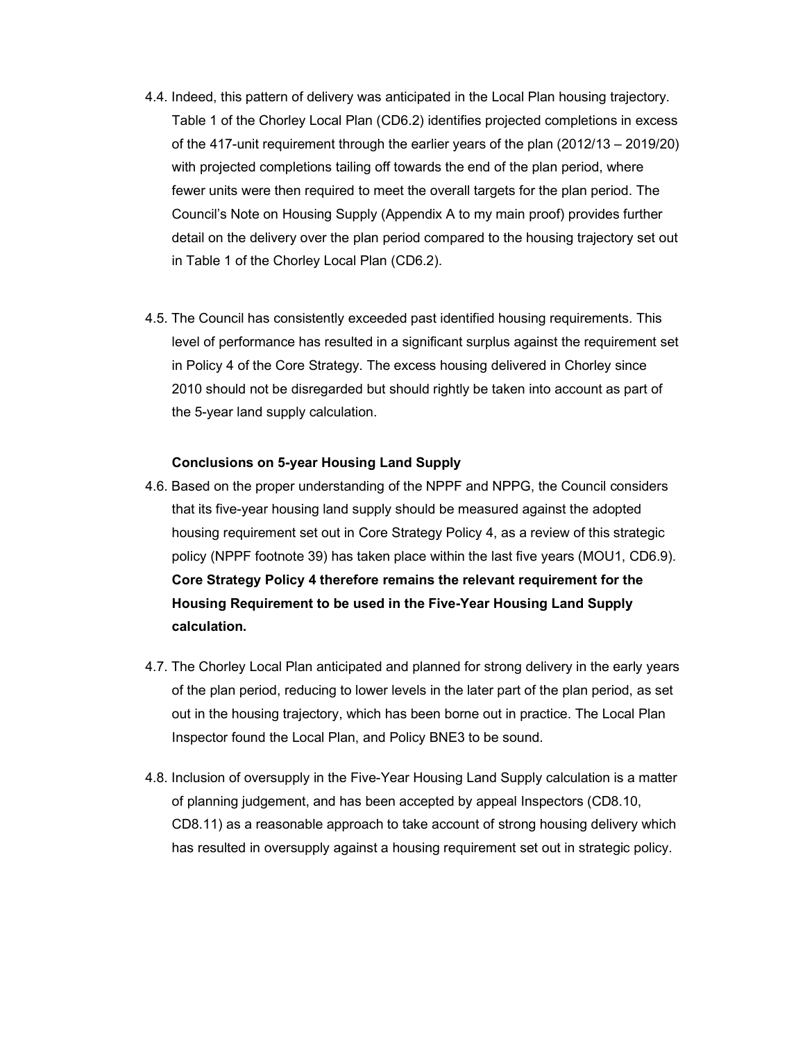4.4. Indeed, this pattern of delivery was anticipated in the Local Plan housing trajectory. Table 1 of the Chorley Local Plan (CD6.2) identifies projected completions in excess of the 417-unit requirement through the earlier years of the plan (2012/13 – 2019/20) with projected completions tailing off towards the end of the plan period, where fewer units were then required to meet the overall targets for the plan period. The Council's Note on Housing Supply (Appendix A to my main proof) provides further detail on the delivery over the plan period compared to the housing trajectory set out in Table 1 of the Chorley Local Plan (CD6.2).

4.5. The Council has consistently exceeded past identified housing requirements. This level of performance has resulted in a significant surplus against the requirement set in Policy 4 of the Core Strategy. The excess housing delivered in Chorley since 2010 should not be disregarded but should rightly be taken into account as part of the 5-year land supply calculation.

**Conclusions on 5-year Housing Land Supply**

4.6. Based on the proper understanding of the NPPF and NPPG, the Council considers that its five-year housing land supply should be measured against the adopted housing requirement set out in Core Strategy Policy 4, as a review of this strategic policy (NPPF footnote 39) has taken place within the last five years (MOU1, CD6.9). **Core Strategy Policy 4 therefore remains the relevant requirement for the Housing Requirement to be used in the Five-Year Housing Land Supply calculation.**

4.7. The Chorley Local Plan anticipated and planned for strong delivery in the early years of the plan period, reducing to lower levels in the later part of the plan period, as set out in the housing trajectory, which has been borne out in practice. The Local Plan Inspector found the Local Plan, and Policy BNE3 to be sound.

4.8. Inclusion of oversupply in the Five-Year Housing Land Supply calculation is a matter of planning judgement, and has been accepted by appeal Inspectors (CD8.10, CD8.11) as a reasonable approach to take account of strong housing delivery which has resulted in oversupply against a housing requirement set out in strategic policy.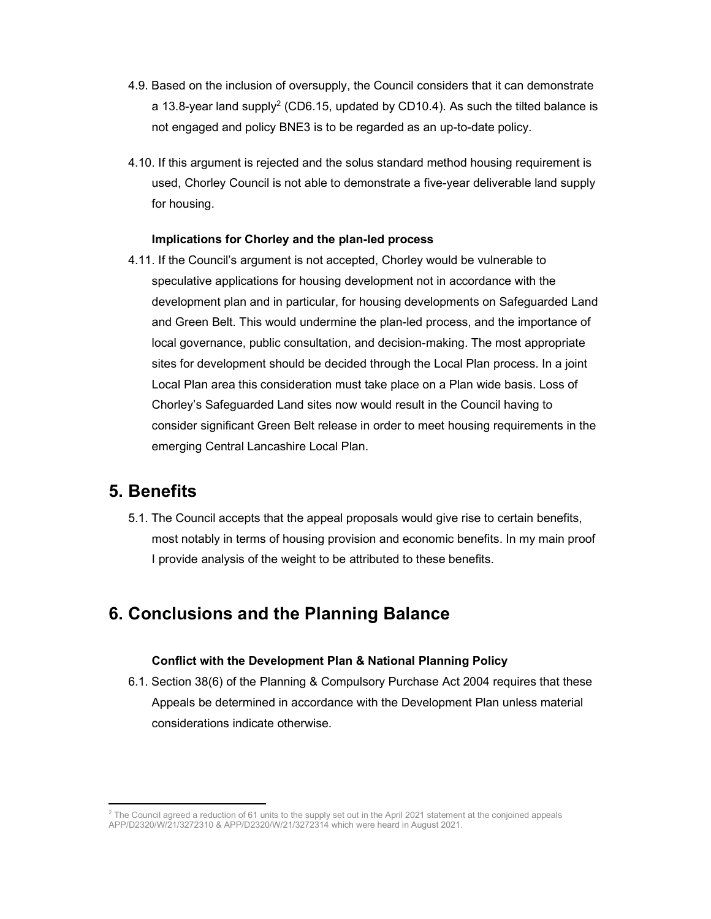4.9. Based on the inclusion of oversupply, the Council considers that it can demonstrate a 13.8-year land supply[2] (CD6.15, updated by CD10.4). As such the tilted balance is not engaged and policy BNE3 is to be regarded as an up-to-date policy.

4.10. If this argument is rejected and the solus standard method housing requirement is used, Chorley Council is not able to demonstrate a five-year deliverable land supply for housing.

**Implications for Chorley and the plan-led process**

4.11. If the Council's argument is not accepted, Chorley would be vulnerable to speculative applications for housing development not in accordance with the development plan and in particular, for housing developments on Safeguarded Land and Green Belt. This would undermine the plan-led process, and the importance of local governance, public consultation, and decision-making. The most appropriate sites for development should be decided through the Local Plan process. In a joint Local Plan area this consideration must take place on a Plan wide basis. Loss of Chorley's Safeguarded Land sites now would result in the Council having to consider significant Green Belt release in order to meet housing requirements in the emerging Central Lancashire Local Plan.

## 5. Benefits

5.1. The Council accepts that the appeal proposals would give rise to certain benefits, most notably in terms of housing provision and economic benefits. In my main proof I provide analysis of the weight to be attributed to these benefits.

## 6. Conclusions and the Planning Balance

**Conflict with the Development Plan & National Planning Policy**

6.1. Section 38(6) of the Planning & Compulsory Purchase Act 2004 requires that these Appeals be determined in accordance with the Development Plan unless material considerations indicate otherwise.

[2] The Council agreed a reduction of 61 units to the supply set out in the April 2021 statement at the conjoined appeals APP/D2320/W/21/3272310 & APP/D2320/W/21/3272314 which were heard in August 2021.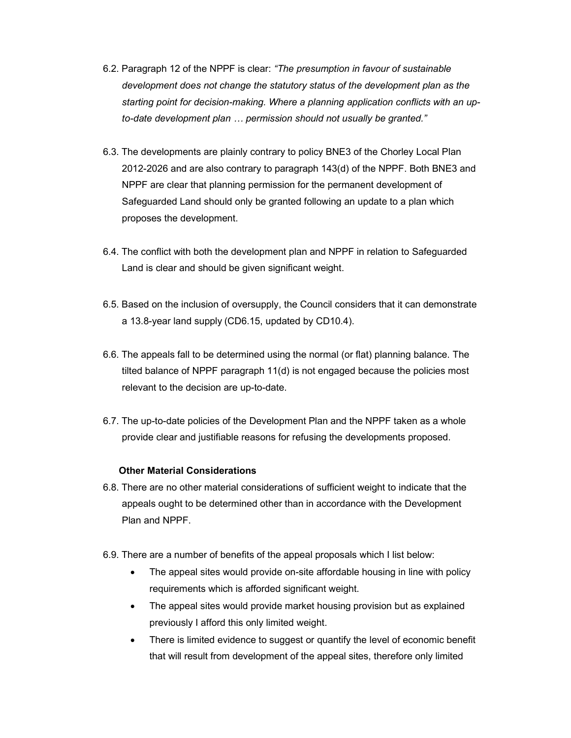6.2. Paragraph 12 of the NPPF is clear: *"The presumption in favour of sustainable development does not change the statutory status of the development plan as the starting point for decision-making. Where a planning application conflicts with an up-to-date development plan … permission should not usually be granted."*

6.3. The developments are plainly contrary to policy BNE3 of the Chorley Local Plan 2012-2026 and are also contrary to paragraph 143(d) of the NPPF. Both BNE3 and NPPF are clear that planning permission for the permanent development of Safeguarded Land should only be granted following an update to a plan which proposes the development.

6.4. The conflict with both the development plan and NPPF in relation to Safeguarded Land is clear and should be given significant weight.

6.5. Based on the inclusion of oversupply, the Council considers that it can demonstrate a 13.8-year land supply (CD6.15, updated by CD10.4).

6.6. The appeals fall to be determined using the normal (or flat) planning balance. The tilted balance of NPPF paragraph 11(d) is not engaged because the policies most relevant to the decision are up-to-date.

6.7. The up-to-date policies of the Development Plan and the NPPF taken as a whole provide clear and justifiable reasons for refusing the developments proposed.

**Other Material Considerations**

6.8. There are no other material considerations of sufficient weight to indicate that the appeals ought to be determined other than in accordance with the Development Plan and NPPF.

6.9. There are a number of benefits of the appeal proposals which I list below:

- The appeal sites would provide on-site affordable housing in line with policy requirements which is afforded significant weight.
- The appeal sites would provide market housing provision but as explained previously I afford this only limited weight.
- There is limited evidence to suggest or quantify the level of economic benefit that will result from development of the appeal sites, therefore only limited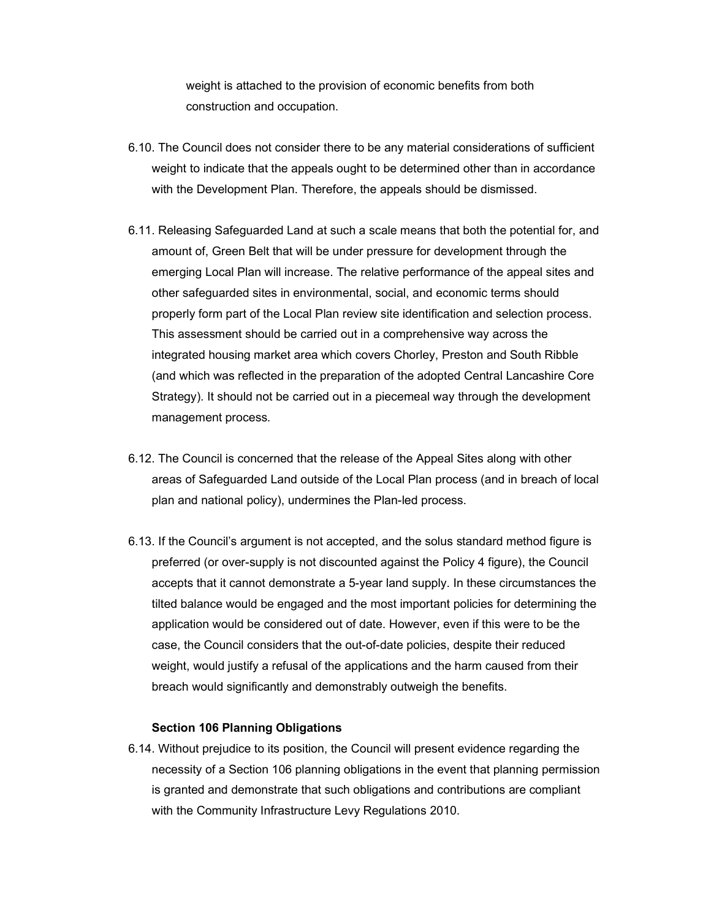weight is attached to the provision of economic benefits from both construction and occupation.

6.10. The Council does not consider there to be any material considerations of sufficient weight to indicate that the appeals ought to be determined other than in accordance with the Development Plan. Therefore, the appeals should be dismissed.

6.11. Releasing Safeguarded Land at such a scale means that both the potential for, and amount of, Green Belt that will be under pressure for development through the emerging Local Plan will increase. The relative performance of the appeal sites and other safeguarded sites in environmental, social, and economic terms should properly form part of the Local Plan review site identification and selection process. This assessment should be carried out in a comprehensive way across the integrated housing market area which covers Chorley, Preston and South Ribble (and which was reflected in the preparation of the adopted Central Lancashire Core Strategy). It should not be carried out in a piecemeal way through the development management process.

6.12. The Council is concerned that the release of the Appeal Sites along with other areas of Safeguarded Land outside of the Local Plan process (and in breach of local plan and national policy), undermines the Plan-led process.

6.13. If the Council's argument is not accepted, and the solus standard method figure is preferred (or over-supply is not discounted against the Policy 4 figure), the Council accepts that it cannot demonstrate a 5-year land supply. In these circumstances the tilted balance would be engaged and the most important policies for determining the application would be considered out of date. However, even if this were to be the case, the Council considers that the out-of-date policies, despite their reduced weight, would justify a refusal of the applications and the harm caused from their breach would significantly and demonstrably outweigh the benefits.

**Section 106 Planning Obligations**

6.14. Without prejudice to its position, the Council will present evidence regarding the necessity of a Section 106 planning obligations in the event that planning permission is granted and demonstrate that such obligations and contributions are compliant with the Community Infrastructure Levy Regulations 2010.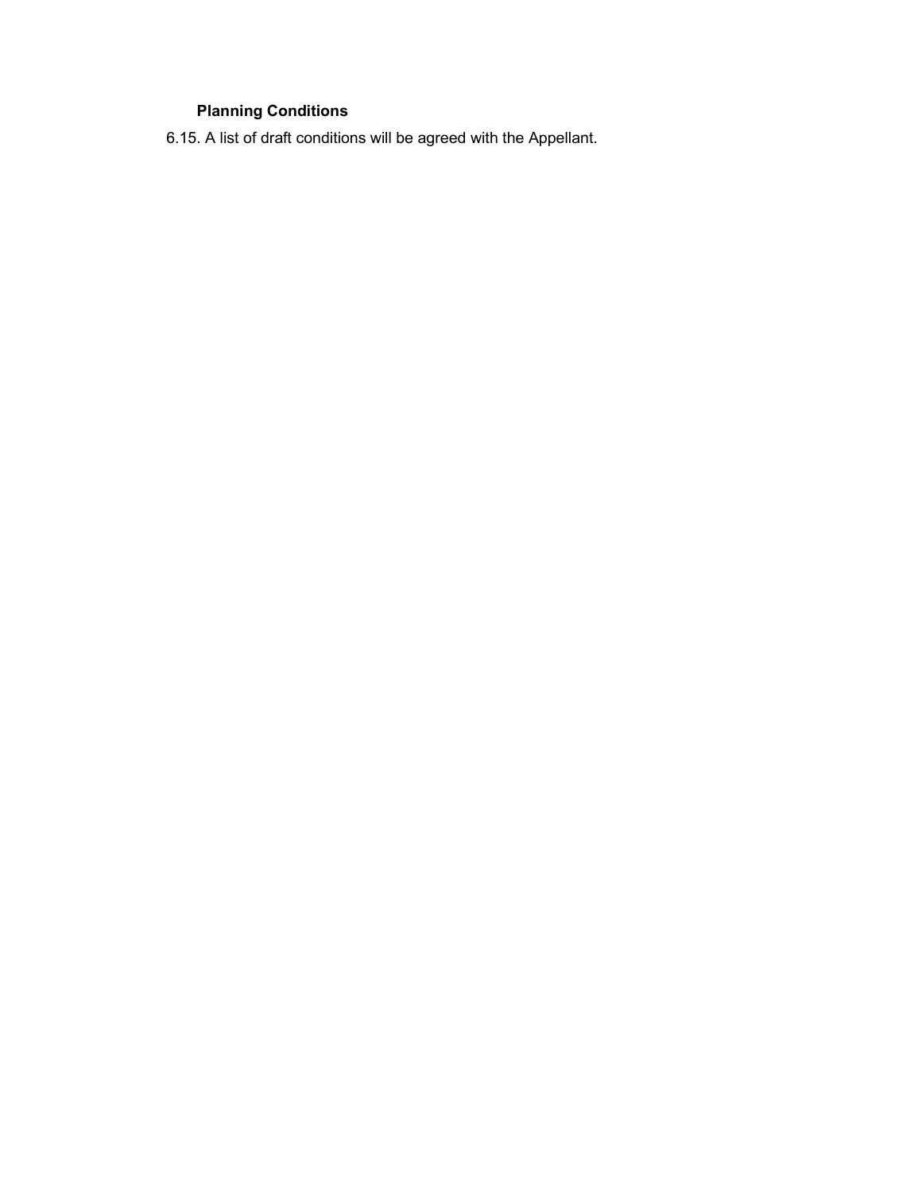**Planning Conditions**

6.15. A list of draft conditions will be agreed with the Appellant.